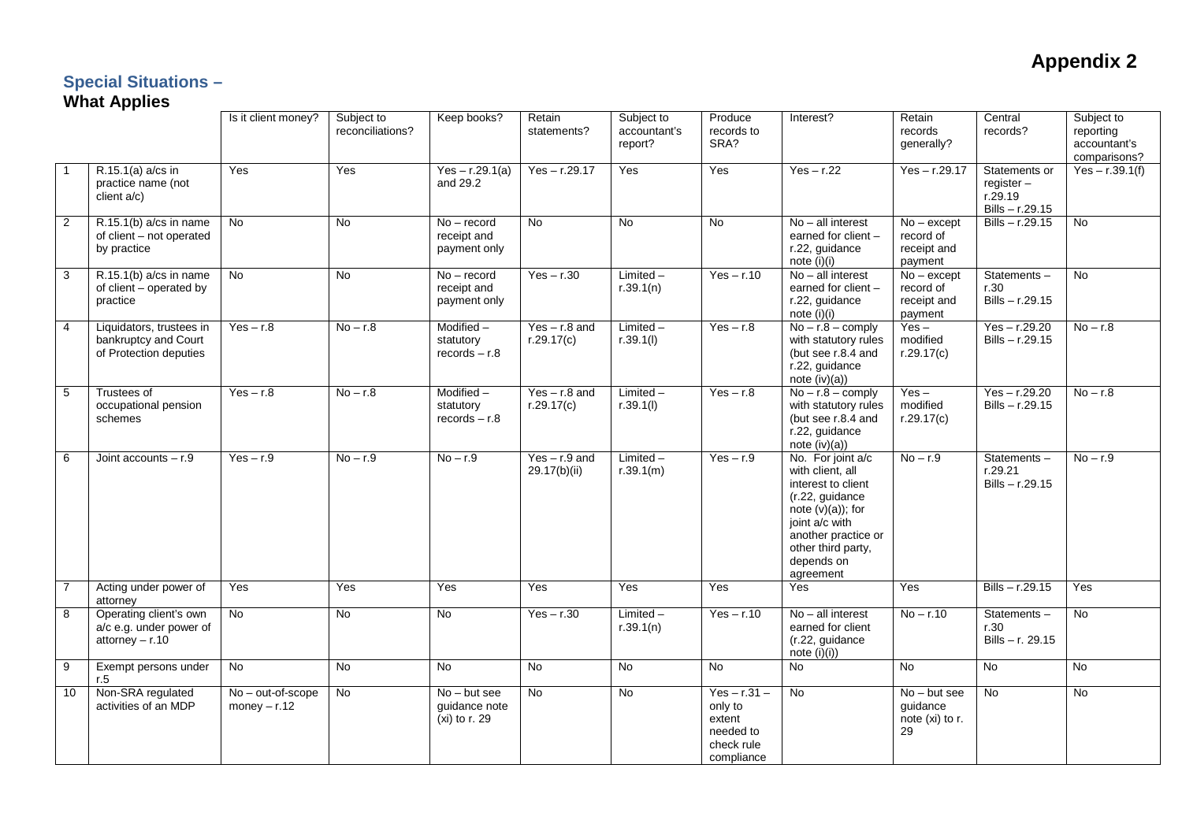# Appendix 2

## Special Situations –

**What Applies**

| | | Is it client money? | Subject to reconciliations? | Keep books? | Retain statements? | Subject to accountant's report? | Produce records to SRA? | Interest? | Retain records generally? | Central records? | Subject to reporting accountant's comparisons? |
|---|---|---|---|---|---|---|---|---|---|---|---|
| 1 | R.15.1(a) a/cs in practice name (not client a/c) | Yes | Yes | Yes – r.29.1(a) and 29.2 | Yes – r.29.17 | Yes | Yes | Yes – r.22 | Yes – r.29.17 | Statements or register – r.29.19 Bills – r.29.15 | Yes – r.39.1(f) |
| 2 | R.15.1(b) a/cs in name of client – not operated by practice | No | No | No – record receipt and payment only | No | No | No | No – all interest earned for client – r.22, guidance note (i)(i) | No – except record of receipt and payment | Bills – r.29.15 | No |
| 3 | R.15.1(b) a/cs in name of client – operated by practice | No | No | No – record receipt and payment only | Yes – r.30 | Limited – r.39.1(n) | Yes – r.10 | No – all interest earned for client – r.22, guidance note (i)(i) | No – except record of receipt and payment | Statements – r.30 Bills – r.29.15 | No |
| 4 | Liquidators, trustees in bankruptcy and Court of Protection deputies | Yes – r.8 | No – r.8 | Modified – statutory records – r.8 | Yes – r.8 and r.29.17(c) | Limited – r.39.1(l) | Yes – r.8 | No – r.8 – comply with statutory rules (but see r.8.4 and r.22, guidance note (iv)(a)) | Yes – modified r.29.17(c) | Yes – r.29.20 Bills – r.29.15 | No – r.8 |
| 5 | Trustees of occupational pension schemes | Yes – r.8 | No – r.8 | Modified – statutory records – r.8 | Yes – r.8 and r.29.17(c) | Limited – r.39.1(l) | Yes – r.8 | No – r.8 – comply with statutory rules (but see r.8.4 and r.22, guidance note (iv)(a)) | Yes – modified r.29.17(c) | Yes – r.29.20 Bills – r.29.15 | No – r.8 |
| 6 | Joint accounts – r.9 | Yes – r.9 | No – r.9 | No – r.9 | Yes – r.9 and 29.17(b)(ii) | Limited – r.39.1(m) | Yes – r.9 | No. For joint a/c with client, all interest to client (r.22, guidance note (v)(a)); for joint a/c with another practice or other third party, depends on agreement | No – r.9 | Statements – r.29.21 Bills – r.29.15 | No – r.9 |
| 7 | Acting under power of attorney | Yes | Yes | Yes | Yes | Yes | Yes | Yes | Yes | Bills – r.29.15 | Yes |
| 8 | Operating client's own a/c e.g. under power of attorney – r.10 | No | No | No | Yes – r.30 | Limited – r.39.1(n) | Yes – r.10 | No – all interest earned for client (r.22, guidance note (i)(i)) | No – r.10 | Statements – r.30 Bills – r. 29.15 | No |
| 9 | Exempt persons under r.5 | No | No | No | No | No | No | No | No | No | No |
| 10 | Non-SRA regulated activities of an MDP | No – out-of-scope money – r.12 | No | No – but see guidance note (xi) to r. 29 | No | No | Yes – r.31 – only to extent needed to check rule compliance | No | No – but see guidance note (xi) to r. 29 | No | No |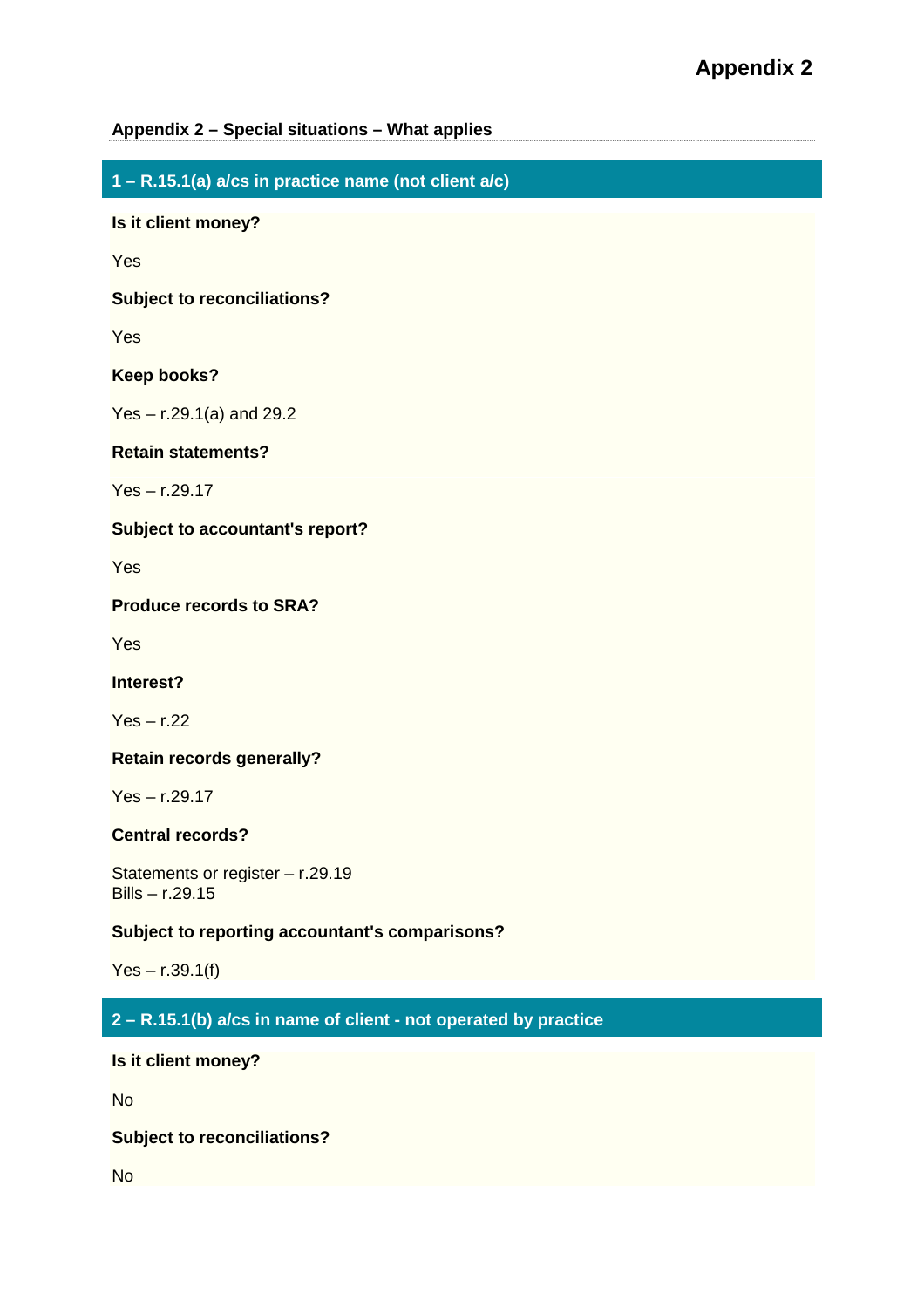# Appendix 2

**Appendix 2 – Special situations – What applies**

## 1 – R.15.1(a) a/cs in practice name (not client a/c)

**Is it client money?**

Yes

**Subject to reconciliations?**

Yes

**Keep books?**

Yes – r.29.1(a) and 29.2

**Retain statements?**

Yes – r.29.17

**Subject to accountant's report?**

Yes

**Produce records to SRA?**

Yes

**Interest?**

Yes – r.22

**Retain records generally?**

Yes – r.29.17

**Central records?**

Statements or register – r.29.19
Bills – r.29.15

**Subject to reporting accountant's comparisons?**

Yes – r.39.1(f)

## 2 – R.15.1(b) a/cs in name of client - not operated by practice

**Is it client money?**

No

**Subject to reconciliations?**

No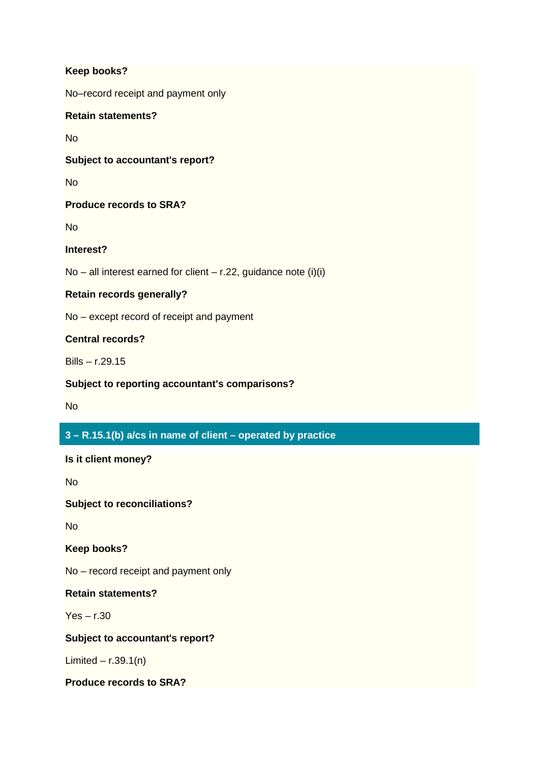**Keep books?**

No–record receipt and payment only

**Retain statements?**

No

**Subject to accountant's report?**

No

**Produce records to SRA?**

No

**Interest?**

No – all interest earned for client – r.22, guidance note (i)(i)

**Retain records generally?**

No – except record of receipt and payment

**Central records?**

Bills – r.29.15

**Subject to reporting accountant's comparisons?**

No

## 3 – R.15.1(b) a/cs in name of client – operated by practice

**Is it client money?**

No

**Subject to reconciliations?**

No

**Keep books?**

No – record receipt and payment only

**Retain statements?**

Yes – r.30

**Subject to accountant's report?**

Limited – r.39.1(n)

**Produce records to SRA?**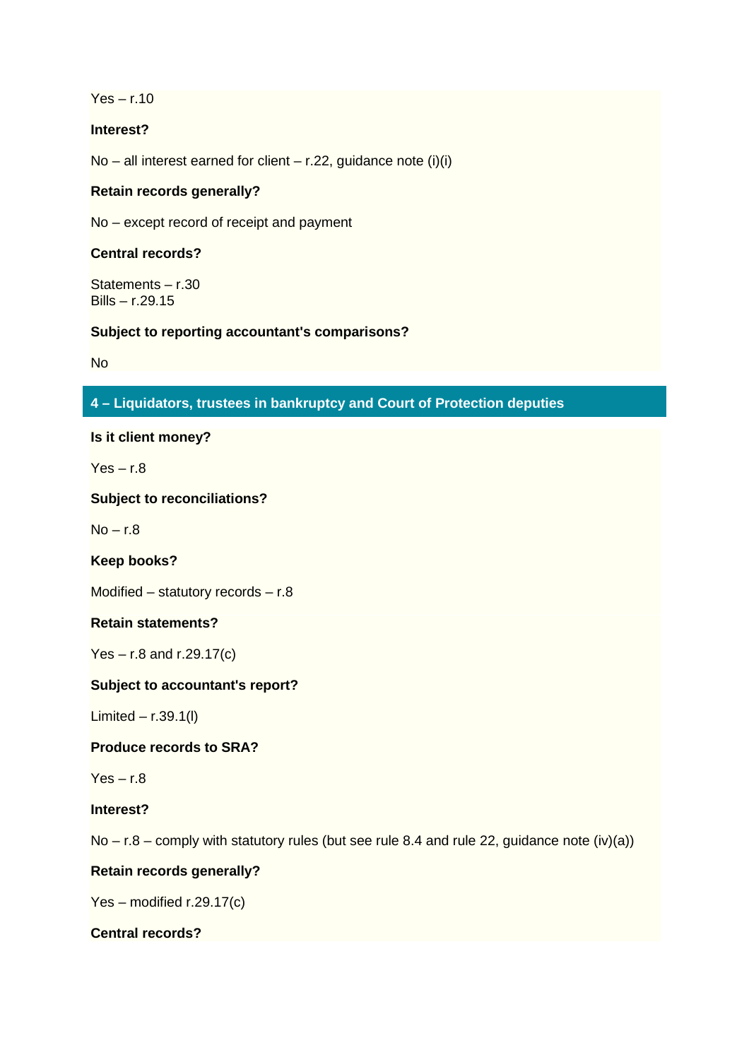Yes – r.10

**Interest?**

No – all interest earned for client – r.22, guidance note (i)(i)

**Retain records generally?**

No – except record of receipt and payment

**Central records?**

Statements – r.30
Bills – r.29.15

**Subject to reporting accountant's comparisons?**

No

## 4 – Liquidators, trustees in bankruptcy and Court of Protection deputies

**Is it client money?**

Yes – r.8

**Subject to reconciliations?**

No – r.8

**Keep books?**

Modified – statutory records – r.8

**Retain statements?**

Yes – r.8 and r.29.17(c)

**Subject to accountant's report?**

Limited – r.39.1(l)

**Produce records to SRA?**

Yes – r.8

**Interest?**

No – r.8 – comply with statutory rules (but see rule 8.4 and rule 22, guidance note (iv)(a))

**Retain records generally?**

Yes – modified r.29.17(c)

**Central records?**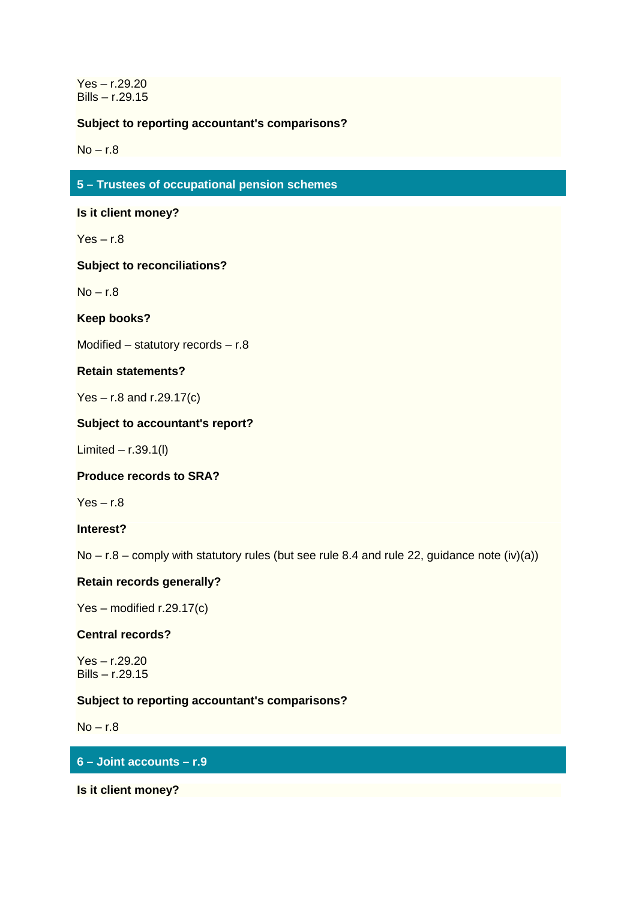Yes – r.29.20
Bills – r.29.15

**Subject to reporting accountant's comparisons?**

No – r.8

## 5 – Trustees of occupational pension schemes

**Is it client money?**

Yes – r.8

**Subject to reconciliations?**

No – r.8

**Keep books?**

Modified – statutory records – r.8

**Retain statements?**

Yes – r.8 and r.29.17(c)

**Subject to accountant's report?**

Limited – r.39.1(l)

**Produce records to SRA?**

Yes – r.8

**Interest?**

No – r.8 – comply with statutory rules (but see rule 8.4 and rule 22, guidance note (iv)(a))

**Retain records generally?**

Yes – modified r.29.17(c)

**Central records?**

Yes – r.29.20
Bills – r.29.15

**Subject to reporting accountant's comparisons?**

No – r.8

## 6 – Joint accounts – r.9

**Is it client money?**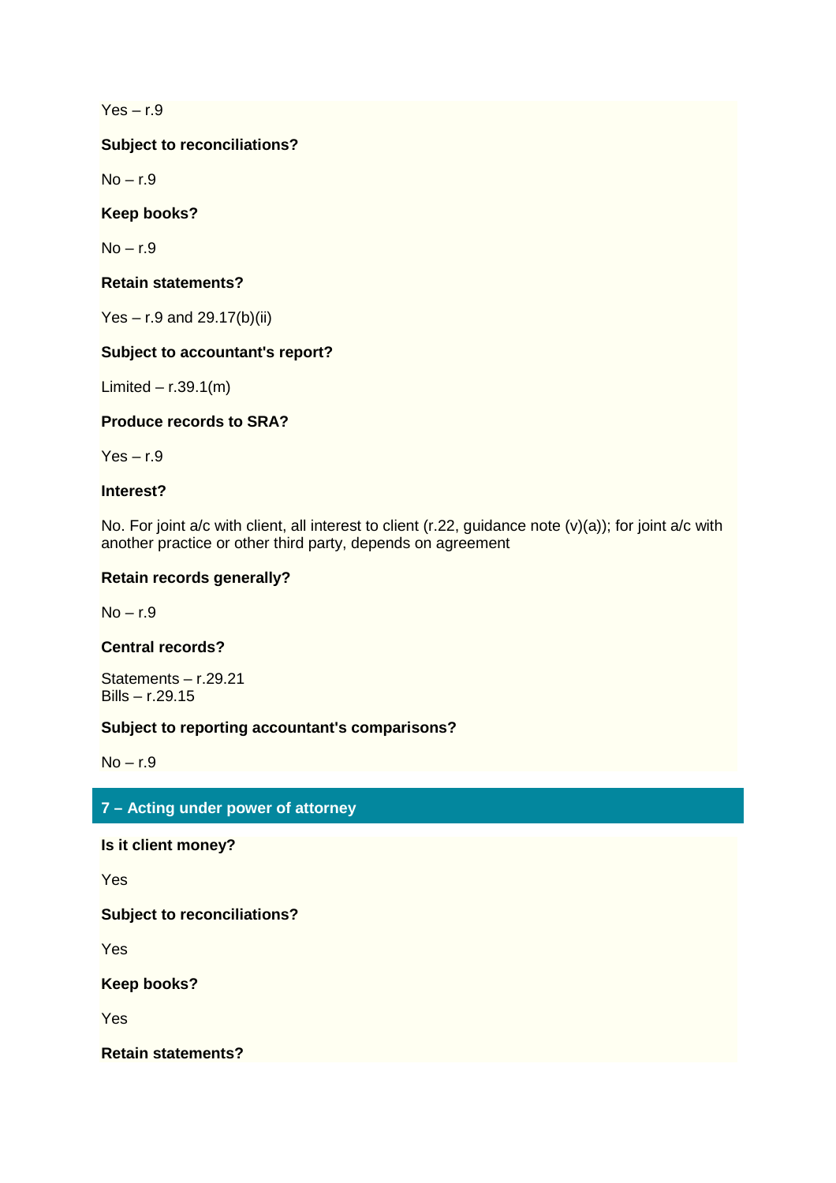Yes – r.9

**Subject to reconciliations?**

No – r.9

**Keep books?**

No – r.9

**Retain statements?**

Yes – r.9 and 29.17(b)(ii)

**Subject to accountant's report?**

Limited – r.39.1(m)

**Produce records to SRA?**

Yes – r.9

**Interest?**

No. For joint a/c with client, all interest to client (r.22, guidance note (v)(a)); for joint a/c with another practice or other third party, depends on agreement

**Retain records generally?**

No – r.9

**Central records?**

Statements – r.29.21
Bills – r.29.15

**Subject to reporting accountant's comparisons?**

No – r.9

## 7 – Acting under power of attorney

**Is it client money?**

Yes

**Subject to reconciliations?**

Yes

**Keep books?**

Yes

**Retain statements?**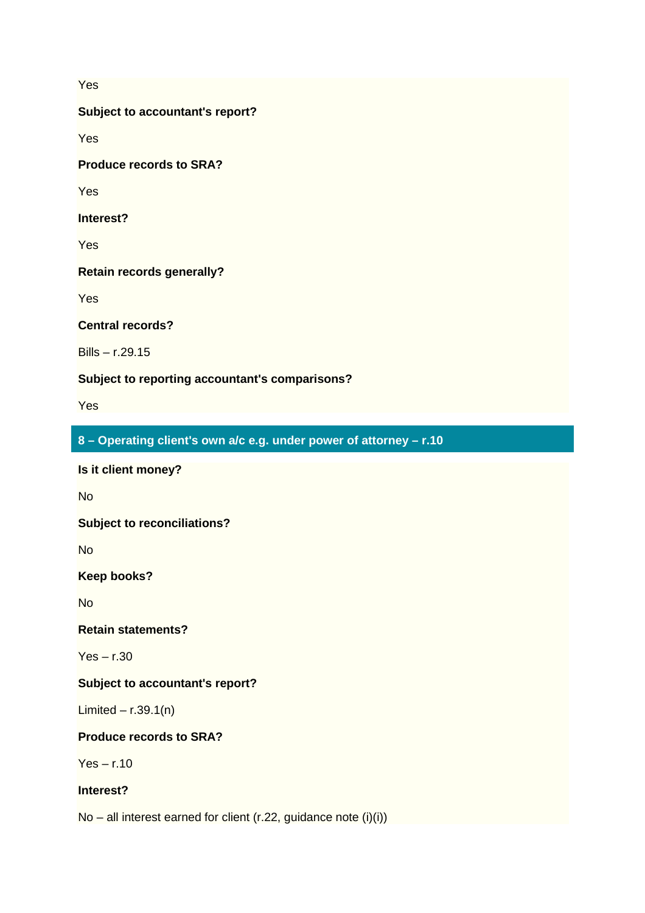Yes

**Subject to accountant's report?**

Yes

**Produce records to SRA?**

Yes

**Interest?**

Yes

**Retain records generally?**

Yes

**Central records?**

Bills – r.29.15

**Subject to reporting accountant's comparisons?**

Yes

## 8 – Operating client's own a/c e.g. under power of attorney – r.10

**Is it client money?**

No

**Subject to reconciliations?**

No

**Keep books?**

No

**Retain statements?**

Yes – r.30

**Subject to accountant's report?**

Limited – r.39.1(n)

**Produce records to SRA?**

Yes – r.10

**Interest?**

No – all interest earned for client (r.22, guidance note (i)(i))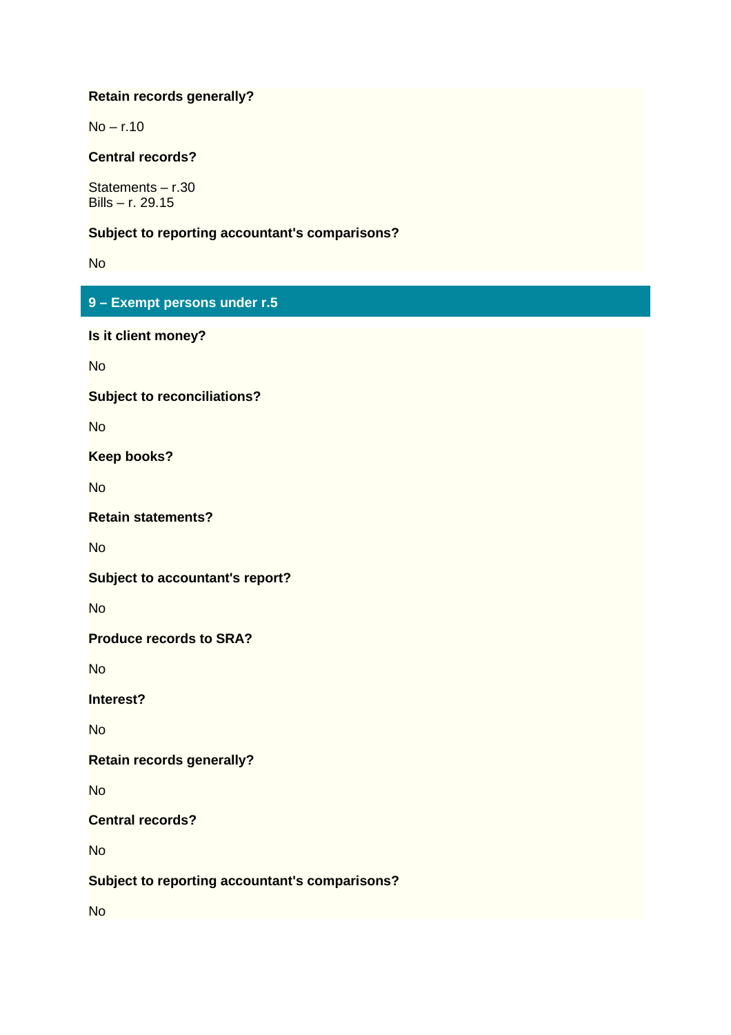**Retain records generally?**

No – r.10

**Central records?**

Statements – r.30
Bills – r. 29.15

**Subject to reporting accountant's comparisons?**

No

## 9 – Exempt persons under r.5

**Is it client money?**

No

**Subject to reconciliations?**

No

**Keep books?**

No

**Retain statements?**

No

**Subject to accountant's report?**

No

**Produce records to SRA?**

No

**Interest?**

No

**Retain records generally?**

No

**Central records?**

No

**Subject to reporting accountant's comparisons?**

No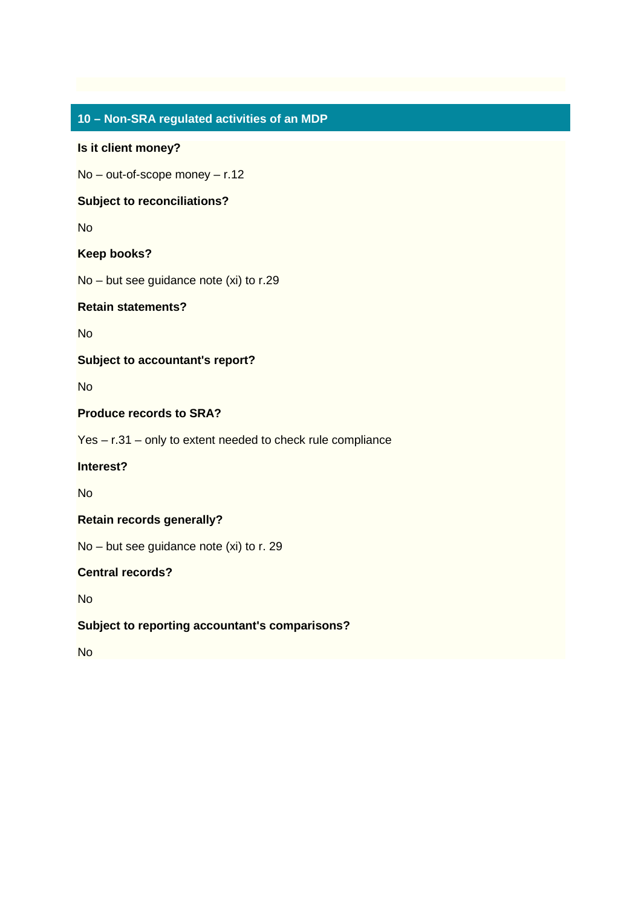## 10 – Non-SRA regulated activities of an MDP

**Is it client money?**

No – out-of-scope money – r.12

**Subject to reconciliations?**

No

**Keep books?**

No – but see guidance note (xi) to r.29

**Retain statements?**

No

**Subject to accountant's report?**

No

**Produce records to SRA?**

Yes – r.31 – only to extent needed to check rule compliance

**Interest?**

No

**Retain records generally?**

No – but see guidance note (xi) to r. 29

**Central records?**

No

**Subject to reporting accountant's comparisons?**

No